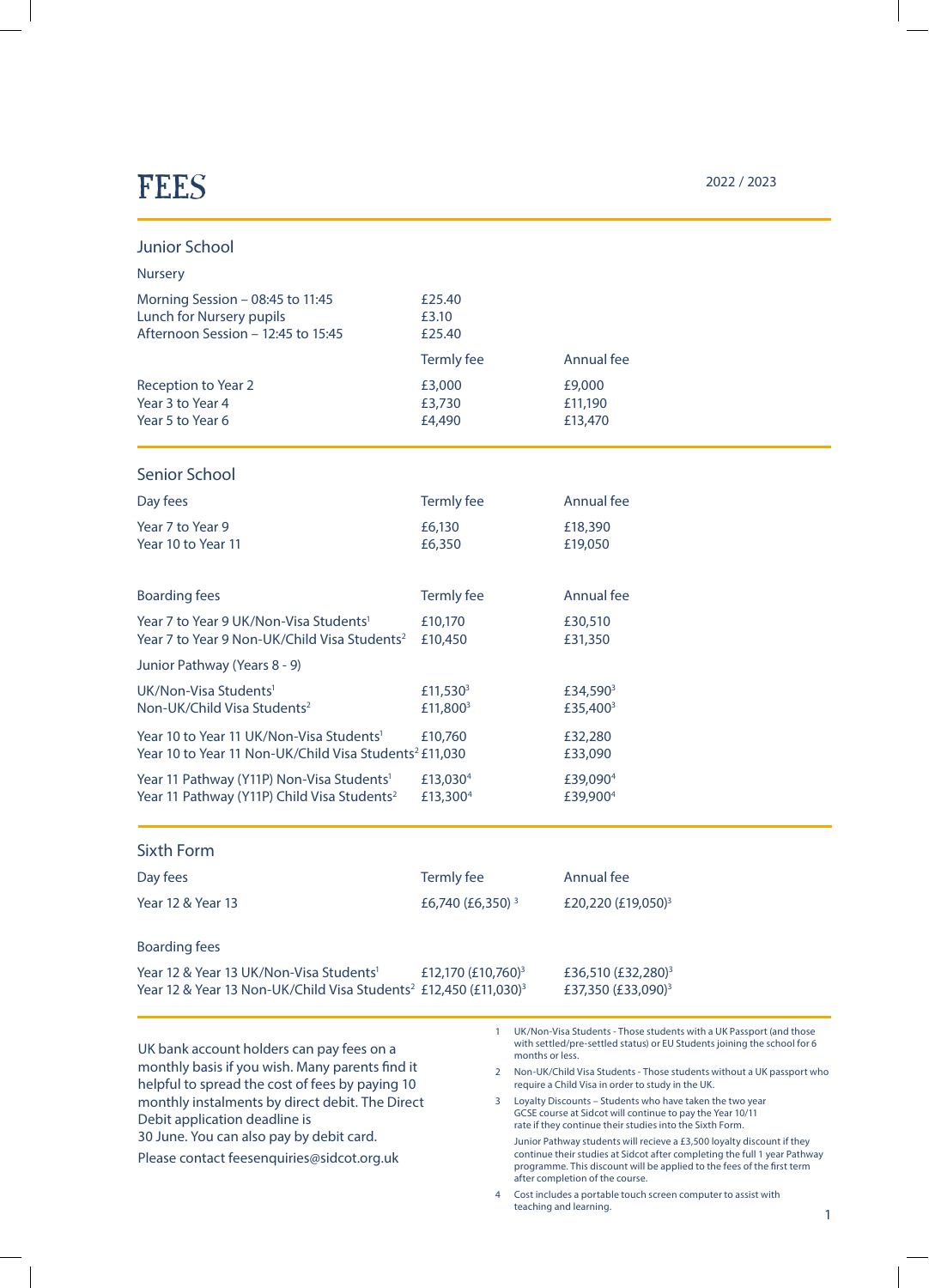# FEES

2022 / 2023

## Junior School

### Nursery

| | | |
|---|---|---|
| Morning Session – 08:45 to 11:45 | £25.40 | |
| Lunch for Nursery pupils | £3.10 | |
| Afternoon Session – 12:45 to 15:45 | £25.40 | |
| | Termly fee | Annual fee |
| Reception to Year 2 | £3,000 | £9,000 |
| Year 3 to Year 4 | £3,730 | £11,190 |
| Year 5 to Year 6 | £4,490 | £13,470 |

## Senior School

| Day fees | Termly fee | Annual fee |
|---|---|---|
| Year 7 to Year 9 | £6,130 | £18,390 |
| Year 10 to Year 11 | £6,350 | £19,050 |

| Boarding fees | Termly fee | Annual fee |
|---|---|---|
| Year 7 to Year 9 UK/Non-Visa Students[1] | £10,170 | £30,510 |
| Year 7 to Year 9 Non-UK/Child Visa Students[2] | £10,450 | £31,350 |
| Junior Pathway (Years 8 - 9) | | |
| UK/Non-Visa Students[1] | £11,530[3] | £34,590[3] |
| Non-UK/Child Visa Students[2] | £11,800[3] | £35,400[3] |
| Year 10 to Year 11 UK/Non-Visa Students[1] | £10,760 | £32,280 |
| Year 10 to Year 11 Non-UK/Child Visa Students[2] | £11,030 | £33,090 |
| Year 11 Pathway (Y11P) Non-Visa Students[1] | £13,030[4] | £39,090[4] |
| Year 11 Pathway (Y11P) Child Visa Students[2] | £13,300[4] | £39,900[4] |

## Sixth Form

| Day fees | Termly fee | Annual fee |
|---|---|---|
| Year 12 & Year 13 | £6,740 (£6,350)[3] | £20,220 (£19,050)[3] |

| Boarding fees | Termly fee | Annual fee |
|---|---|---|
| Year 12 & Year 13 UK/Non-Visa Students[1] | £12,170 (£10,760)[3] | £36,510 (£32,280)[3] |
| Year 12 & Year 13 Non-UK/Child Visa Students[2] | £12,450 (£11,030)[3] | £37,350 (£33,090)[3] |

UK bank account holders can pay fees on a monthly basis if you wish. Many parents find it helpful to spread the cost of fees by paying 10 monthly instalments by direct debit. The Direct Debit application deadline is 30 June. You can also pay by debit card.

Please contact feesenquiries@sidcot.org.uk

1. UK/Non-Visa Students - Those students with a UK Passport (and those with settled/pre-settled status) or EU Students joining the school for 6 months or less.
2. Non-UK/Child Visa Students - Those students without a UK passport who require a Child Visa in order to study in the UK.
3. Loyalty Discounts – Students who have taken the two year GCSE course at Sidcot will continue to pay the Year 10/11 rate if they continue their studies into the Sixth Form.

   Junior Pathway students will recieve a £3,500 loyalty discount if they continue their studies at Sidcot after completing the full 1 year Pathway programme. This discount will be applied to the fees of the first term after completion of the course.
4. Cost includes a portable touch screen computer to assist with teaching and learning.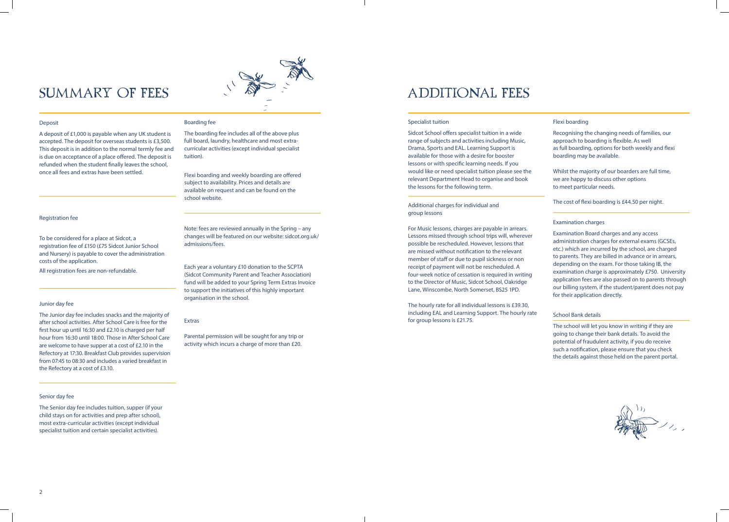# SUMMARY OF FEES

### Deposit

A deposit of £1,000 is payable when any UK student is accepted. The deposit for overseas students is £3,500. This deposit is in addition to the normal termly fee and is due on acceptance of a place offered. The deposit is refunded when the student finally leaves the school, once all fees and extras have been settled.

### Registration fee

To be considered for a place at Sidcot, a registration fee of £150 (£75 Sidcot Junior School and Nursery) is payable to cover the administration costs of the application.

All registration fees are non-refundable.

### Junior day fee

The Junior day fee includes snacks and the majority of after school activities. After School Care is free for the first hour up until 16:30 and £2.10 is charged per half hour from 16:30 until 18:00. Those in After School Care are welcome to have supper at a cost of £2.10 in the Refectory at 17:30. Breakfast Club provides supervision from 07:45 to 08:30 and includes a varied breakfast in the Refectory at a cost of £3.10.

### Senior day fee

The Senior day fee includes tuition, supper (if your child stays on for activities and prep after school), most extra-curricular activities (except individual specialist tuition and certain specialist activities).

### Boarding fee

The boarding fee includes all of the above plus full board, laundry, healthcare and most extra-curricular activities (except individual specialist tuition).

Flexi boarding and weekly boarding are offered subject to availability. Prices and details are available on request and can be found on the school website.

Note: fees are reviewed annually in the Spring – any changes will be featured on our website: sidcot.org.uk/admissions/fees.

Each year a voluntary £10 donation to the SCPTA (Sidcot Community Parent and Teacher Association) fund will be added to your Spring Term Extras Invoice to support the initiatives of this highly important organisation in the school.

### Extras

Parental permission will be sought for any trip or activity which incurs a charge of more than £20.

# ADDITIONAL FEES

### Specialist tuition

Sidcot School offers specialist tuition in a wide range of subjects and activities including Music, Drama, Sports and EAL. Learning Support is available for those with a desire for booster lessons or with specific learning needs. If you would like or need specialist tuition please see the relevant Department Head to organise and book the lessons for the following term.

### Additional charges for individual and group lessons

For Music lessons, charges are payable in arrears. Lessons missed through school trips will, wherever possible be rescheduled. However, lessons that are missed without notification to the relevant member of staff or due to pupil sickness or non receipt of payment will not be rescheduled. A four-week notice of cessation is required in writing to the Director of Music, Sidcot School, Oakridge Lane, Winscombe, North Somerset, BS25 1PD.

The hourly rate for all individual lessons is £39.30, including EAL and Learning Support. The hourly rate for group lessons is £21.75.

### Flexi boarding

Recognising the changing needs of families, our approach to boarding is flexible. As well as full boarding, options for both weekly and flexi boarding may be available.

Whilst the majority of our boarders are full time, we are happy to discuss other options to meet particular needs.

The cost of flexi boarding is £44.50 per night.

### Examination charges

Examination Board charges and any access administration charges for external exams (GCSEs, etc.) which are incurred by the school, are charged to parents. They are billed in advance or in arrears, depending on the exam. For those taking IB, the examination charge is approximately £750. University application fees are also passed on to parents through our billing system, if the student/parent does not pay for their application directly.

### School Bank details

The school will let you know in writing if they are going to change their bank details. To avoid the potential of fraudulent activity, if you do receive such a notification, please ensure that you check the details against those held on the parent portal.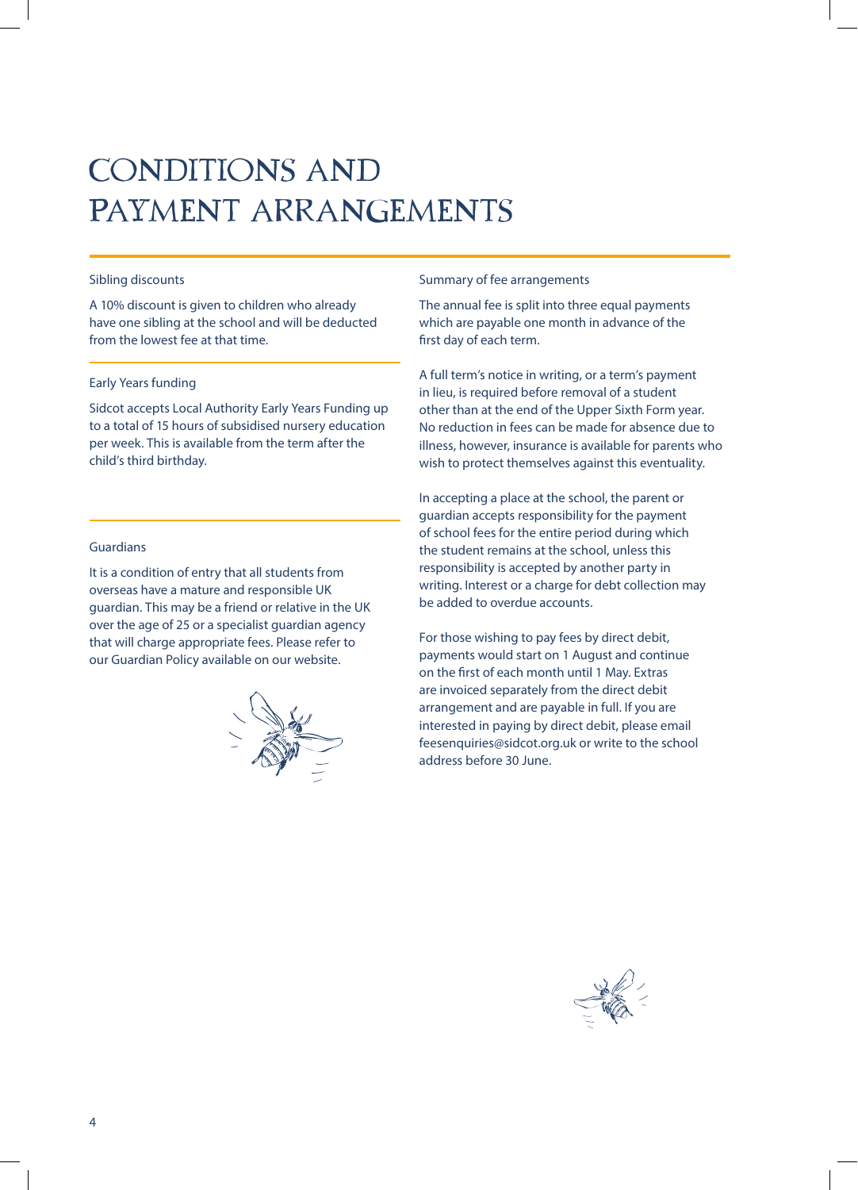# CONDITIONS AND PAYMENT ARRANGEMENTS

### Sibling discounts

A 10% discount is given to children who already have one sibling at the school and will be deducted from the lowest fee at that time.

### Early Years funding

Sidcot accepts Local Authority Early Years Funding up to a total of 15 hours of subsidised nursery education per week. This is available from the term after the child's third birthday.

### Guardians

It is a condition of entry that all students from overseas have a mature and responsible UK guardian. This may be a friend or relative in the UK over the age of 25 or a specialist guardian agency that will charge appropriate fees. Please refer to our Guardian Policy available on our website.

### Summary of fee arrangements

The annual fee is split into three equal payments which are payable one month in advance of the first day of each term.

A full term's notice in writing, or a term's payment in lieu, is required before removal of a student other than at the end of the Upper Sixth Form year. No reduction in fees can be made for absence due to illness, however, insurance is available for parents who wish to protect themselves against this eventuality.

In accepting a place at the school, the parent or guardian accepts responsibility for the payment of school fees for the entire period during which the student remains at the school, unless this responsibility is accepted by another party in writing. Interest or a charge for debt collection may be added to overdue accounts.

For those wishing to pay fees by direct debit, payments would start on 1 August and continue on the first of each month until 1 May. Extras are invoiced separately from the direct debit arrangement and are payable in full. If you are interested in paying by direct debit, please email feesenquiries@sidcot.org.uk or write to the school address before 30 June.